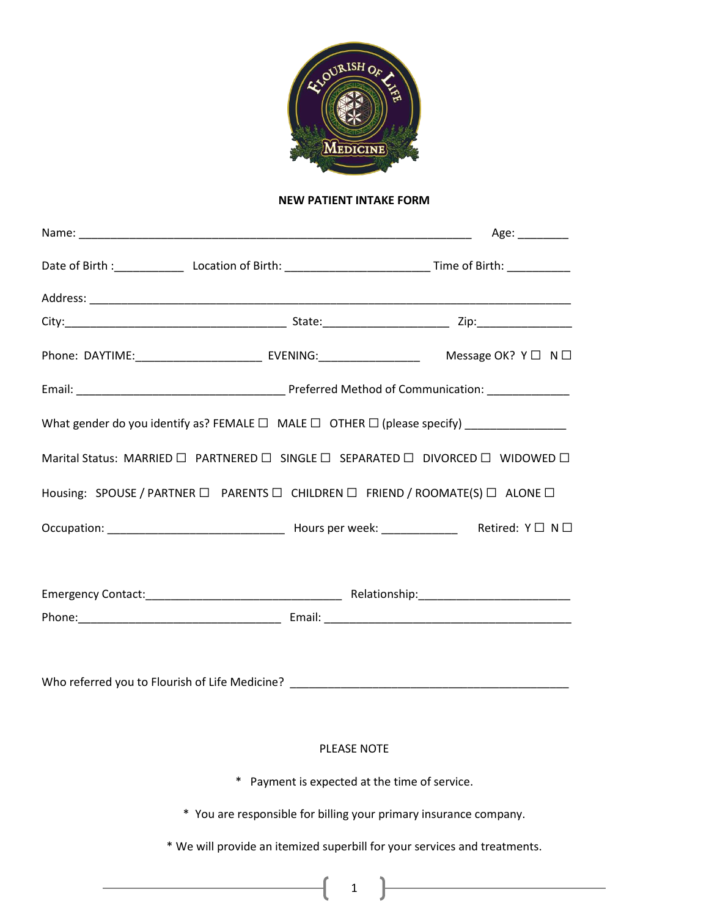# NEW PATIENT INTAKE FORM

Name: _______________________________________________________________ Age: ________

Date of Birth :___________ Location of Birth: _______________________ Time of Birth: __________

Address: ____________________________________________________________________________

City:___________________________________ State:____________________ Zip:_______________

Phone: DAYTIME:____________________ EVENING:________________ Message OK? Y ☐ N ☐

Email: _________________________________ Preferred Method of Communication: _____________

What gender do you identify as? FEMALE ☐ MALE ☐ OTHER ☐ (please specify) ________________

Marital Status: MARRIED ☐ PARTNERED ☐ SINGLE ☐ SEPARATED ☐ DIVORCED ☐ WIDOWED ☐

Housing: SPOUSE / PARTNER ☐ PARENTS ☐ CHILDREN ☐ FRIEND / ROOMATE(S) ☐ ALONE ☐

Occupation: ____________________________ Hours per week: ____________ Retired: Y ☐ N ☐

Emergency Contact:_______________________________ Relationship:________________________

Phone:________________________________ Email: ________________________________________

Who referred you to Flourish of Life Medicine? ____________________________________________

PLEASE NOTE

* Payment is expected at the time of service.

* You are responsible for billing your primary insurance company.

* We will provide an itemized superbill for your services and treatments.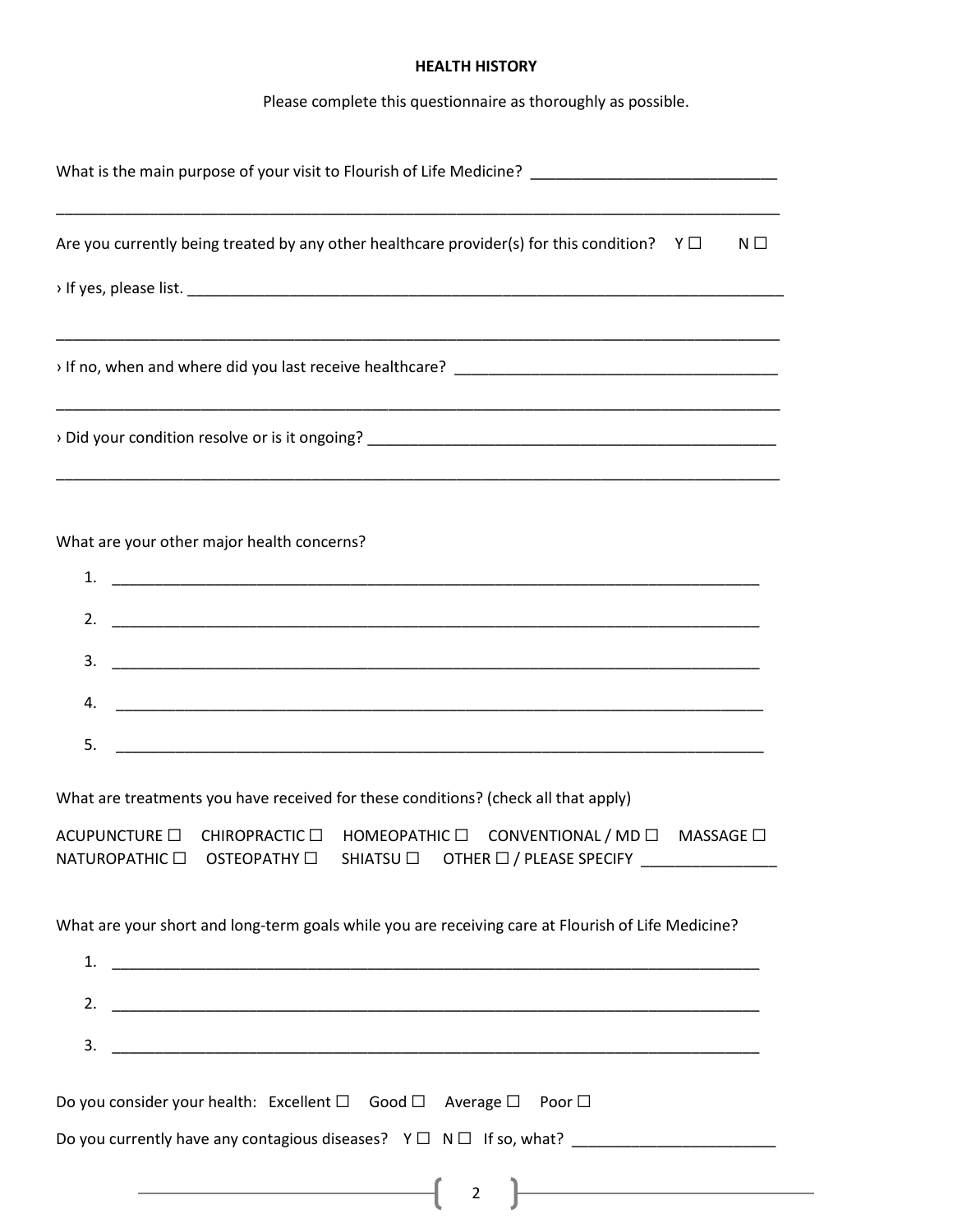## HEALTH HISTORY

Please complete this questionnaire as thoroughly as possible.

What is the main purpose of your visit to Flourish of Life Medicine? _____________________________

_________________________________________________________________________________________

Are you currently being treated by any other healthcare provider(s) for this condition? Y ☐ N ☐

› If yes, please list. _________________________________________________________________________

_________________________________________________________________________________________

› If no, when and where did you last receive healthcare? _______________________________________

_________________________________________________________________________________________

› Did your condition resolve or is it ongoing? _________________________________________________

_________________________________________________________________________________________

What are your other major health concerns?

1. ________________________________________________________________________________
2. ________________________________________________________________________________
3. ________________________________________________________________________________
4. ________________________________________________________________________________
5. ________________________________________________________________________________

What are treatments you have received for these conditions? (check all that apply)

ACUPUNCTURE ☐ CHIROPRACTIC ☐ HOMEOPATHIC ☐ CONVENTIONAL / MD ☐ MASSAGE ☐
NATUROPATHIC ☐ OSTEOPATHY ☐ SHIATSU ☐ OTHER ☐ / PLEASE SPECIFY ________________

What are your short and long-term goals while you are receiving care at Flourish of Life Medicine?

1. ________________________________________________________________________________
2. ________________________________________________________________________________
3. ________________________________________________________________________________

Do you consider your health: Excellent ☐ Good ☐ Average ☐ Poor ☐

Do you currently have any contagious diseases? Y ☐ N ☐ If so, what? ________________________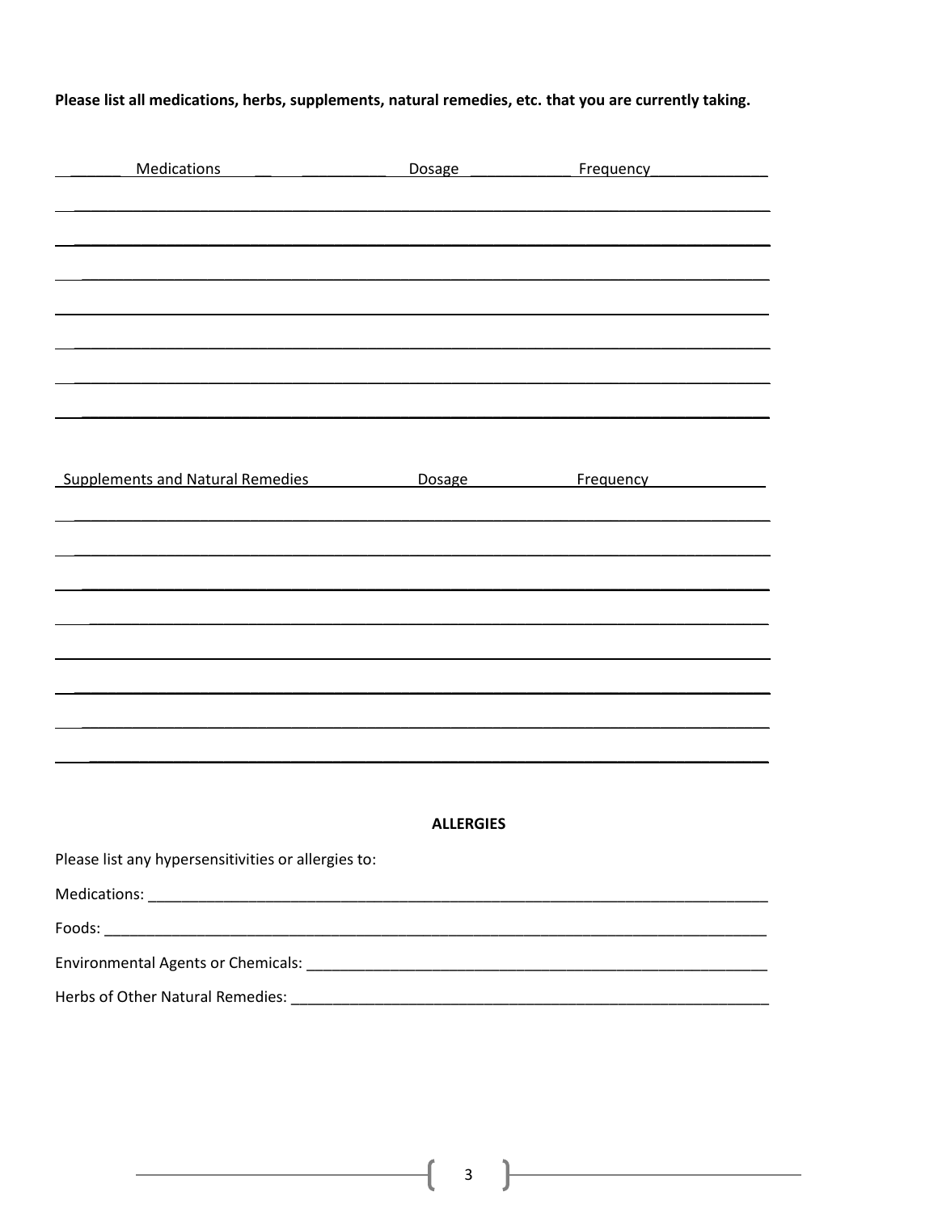**Please list all medications, herbs, supplements, natural remedies, etc. that you are currently taking.**

| Medications | Dosage | Frequency |
|---|---|---|
| | | |
| | | |
| | | |
| | | |
| | | |
| | | |
| | | |

| Supplements and Natural Remedies | Dosage | Frequency |
|---|---|---|
| | | |
| | | |
| | | |
| | | |
| | | |
| | | |
| | | |
| | | |

## ALLERGIES

Please list any hypersensitivities or allergies to:

Medications: ___________________________________________________________________________

Foods: ________________________________________________________________________________

Environmental Agents or Chemicals: _______________________________________________________

Herbs of Other Natural Remedies: _________________________________________________________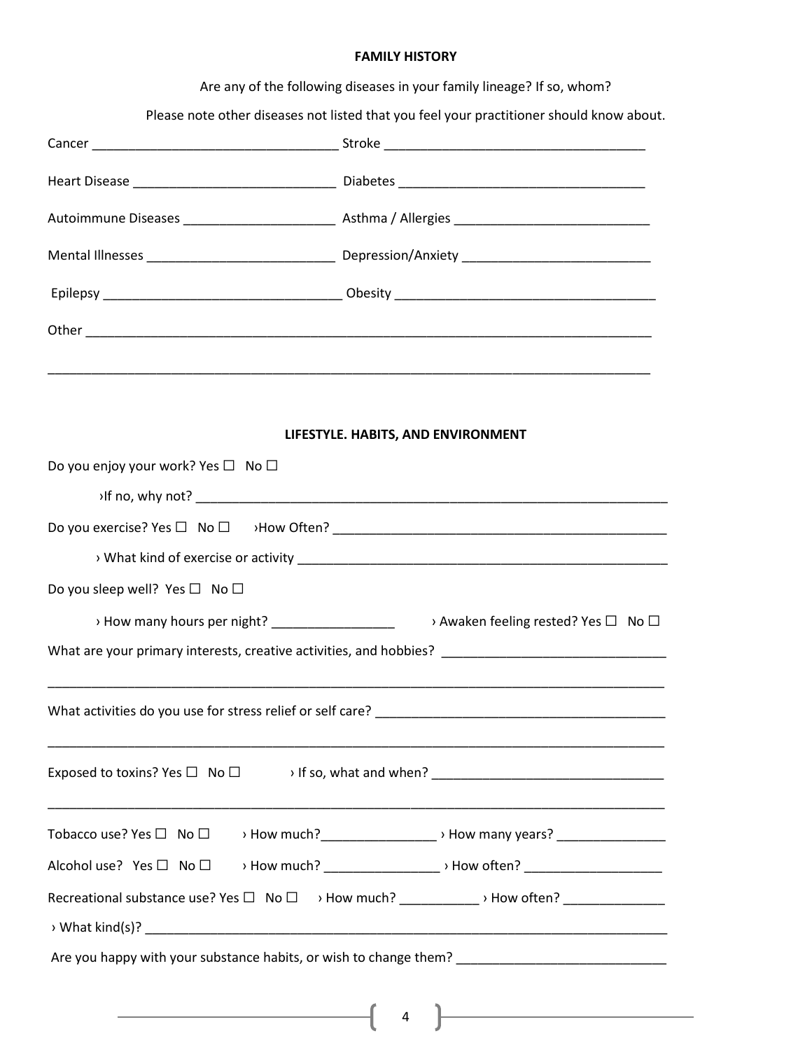## FAMILY HISTORY

Are any of the following diseases in your family lineage? If so, whom?

Please note other diseases not listed that you feel your practitioner should know about.

Cancer __________________________________ Stroke ____________________________________

Heart Disease ____________________________ Diabetes __________________________________

Autoimmune Diseases _____________________ Asthma / Allergies ___________________________

Mental Illnesses __________________________ Depression/Anxiety __________________________

Epilepsy ________________________________ Obesity ____________________________________

Other _________________________________________________________________________________

_______________________________________________________________________________________

## LIFESTYLE. HABITS, AND ENVIRONMENT

Do you enjoy your work? Yes ☐ No ☐

›If no, why not? ____________________________________________________________________

Do you exercise? Yes ☐ No ☐ ›How Often? ______________________________________________

› What kind of exercise or activity ____________________________________________________

Do you sleep well? Yes ☐ No ☐

› How many hours per night? _________________ › Awaken feeling rested? Yes ☐ No ☐

What are your primary interests, creative activities, and hobbies? ______________________________

_______________________________________________________________________________________

What activities do you use for stress relief or self care? _______________________________________

_______________________________________________________________________________________

Exposed to toxins? Yes ☐ No ☐ › If so, what and when? ______________________________

_______________________________________________________________________________________

Tobacco use? Yes ☐ No ☐ › How much?________________ › How many years? _______________

Alcohol use? Yes ☐ No ☐ › How much? ________________ › How often? ___________________

Recreational substance use? Yes ☐ No ☐ › How much? ___________ › How often? ______________

› What kind(s)? ______________________________________________________________________

Are you happy with your substance habits, or wish to change them? ____________________________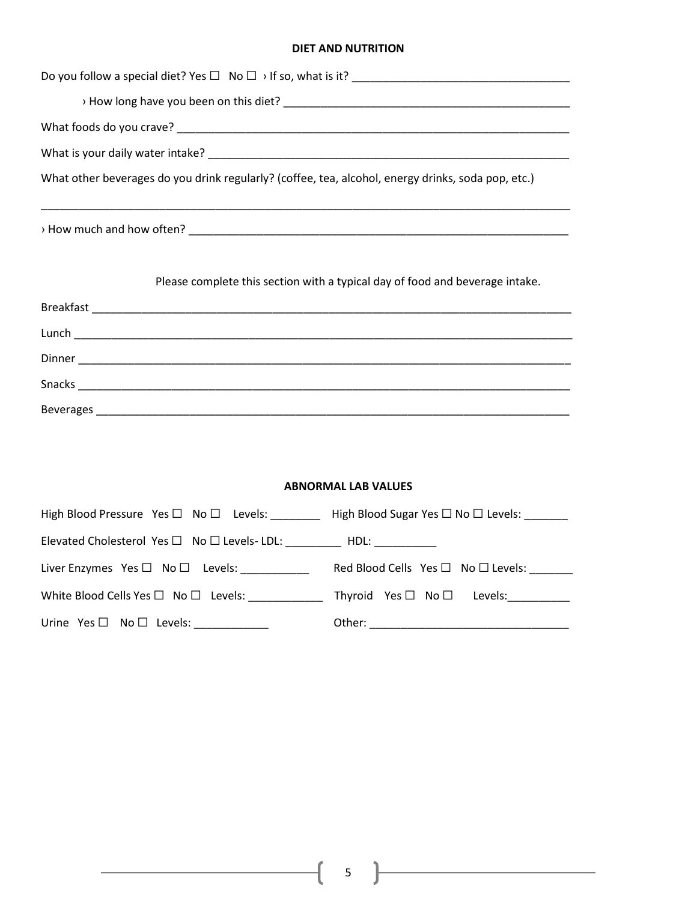## DIET AND NUTRITION

Do you follow a special diet? Yes ☐ No ☐ › If so, what is it? ___________________________________

› How long have you been on this diet? ______________________________________________

What foods do you crave? _________________________________________________________________

What is your daily water intake? ____________________________________________________________

What other beverages do you drink regularly? (coffee, tea, alcohol, energy drinks, soda pop, etc.)

_________________________________________________________________________________________

› How much and how often? _________________________________________________________________

Please complete this section with a typical day of food and beverage intake.

Breakfast ________________________________________________________________________________

Lunch ___________________________________________________________________________________

Dinner __________________________________________________________________________________

Snacks __________________________________________________________________________________

Beverages _______________________________________________________________________________

## ABNORMAL LAB VALUES

High Blood Pressure Yes ☐ No ☐ Levels: ________ High Blood Sugar Yes ☐ No ☐ Levels: _______

Elevated Cholesterol Yes ☐ No ☐ Levels- LDL: _________ HDL: __________

Liver Enzymes Yes ☐ No ☐ Levels: ___________ Red Blood Cells Yes ☐ No ☐ Levels: _______

White Blood Cells Yes ☐ No ☐ Levels: ____________ Thyroid Yes ☐ No ☐ Levels: __________

Urine Yes ☐ No ☐ Levels: ____________ Other: _______________________________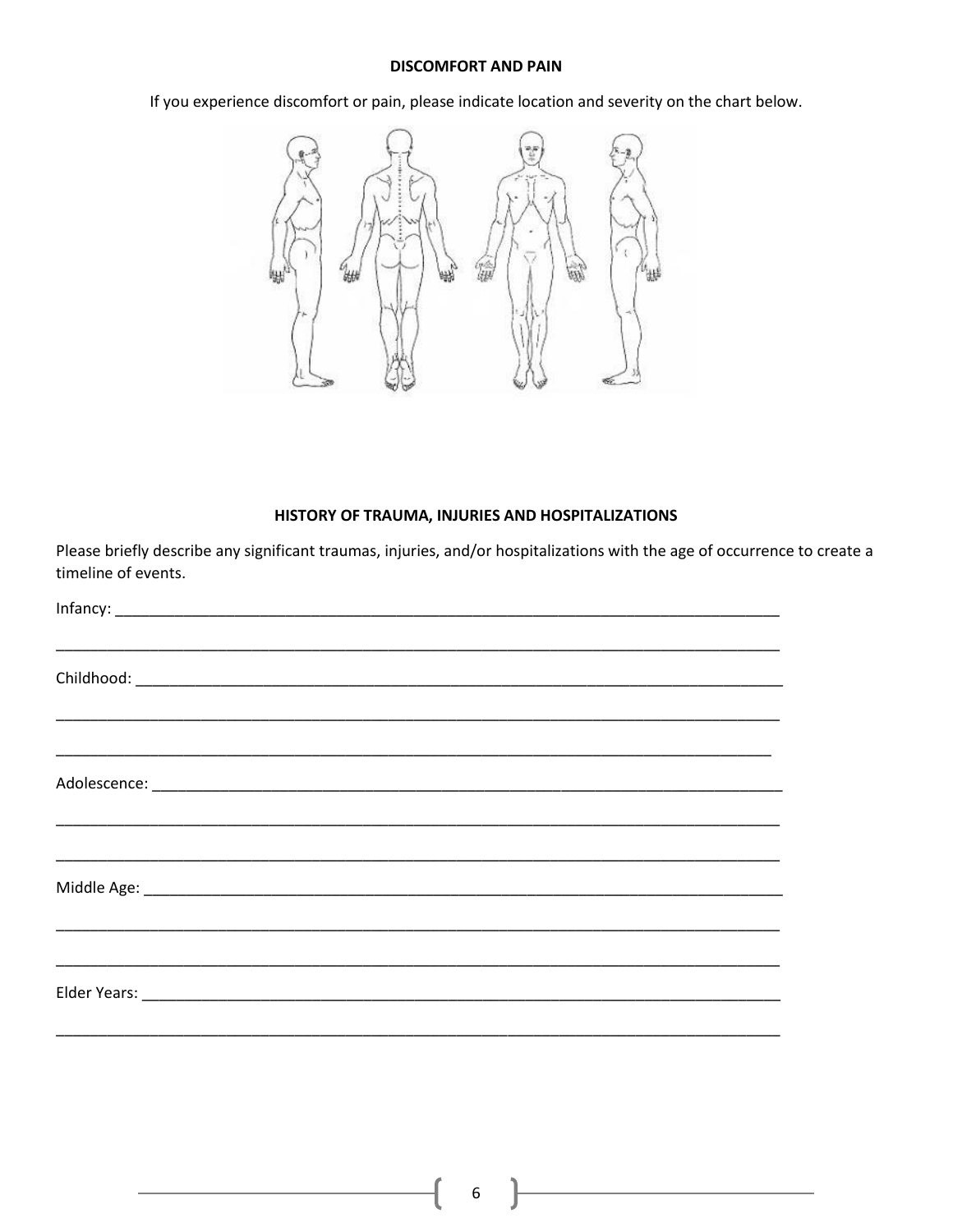**DISCOMFORT AND PAIN**

If you experience discomfort or pain, please indicate location and severity on the chart below.

**HISTORY OF TRAUMA, INJURIES AND HOSPITALIZATIONS**

Please briefly describe any significant traumas, injuries, and/or hospitalizations with the age of occurrence to create a timeline of events.

Infancy: ___________________________________________________________________________

___________________________________________________________________________________

Childhood: _________________________________________________________________________

___________________________________________________________________________________

___________________________________________________________________________________

Adolescence: _______________________________________________________________________

___________________________________________________________________________________

___________________________________________________________________________________

Middle Age: ________________________________________________________________________

___________________________________________________________________________________

___________________________________________________________________________________

Elder Years: ________________________________________________________________________

___________________________________________________________________________________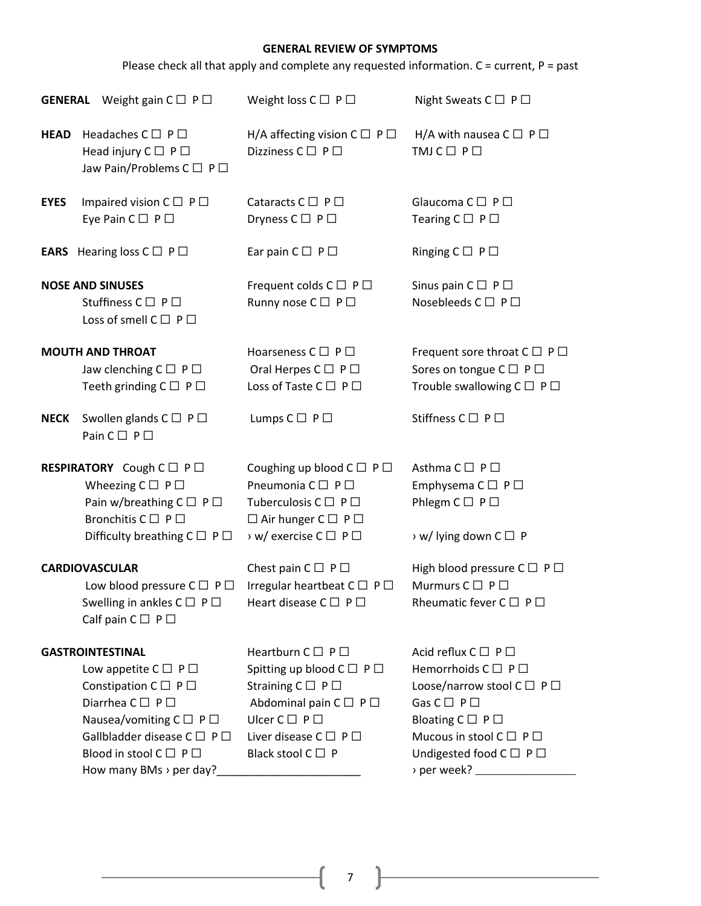## GENERAL REVIEW OF SYMPTOMS

Please check all that apply and complete any requested information. C = current, P = past

**GENERAL** Weight gain C ☐ P ☐ Weight loss C ☐ P ☐ Night Sweats C ☐ P ☐

**HEAD** Headaches C ☐ P ☐ H/A affecting vision C ☐ P ☐ H/A with nausea C ☐ P ☐
Head injury C ☐ P ☐ Dizziness C ☐ P ☐ TMJ C ☐ P ☐
Jaw Pain/Problems C ☐ P ☐

**EYES** Impaired vision C ☐ P ☐ Cataracts C ☐ P ☐ Glaucoma C ☐ P ☐
Eye Pain C ☐ P ☐ Dryness C ☐ P ☐ Tearing C ☐ P ☐

**EARS** Hearing loss C ☐ P ☐ Ear pain C ☐ P ☐ Ringing C ☐ P ☐

**NOSE AND SINUSES** Frequent colds C ☐ P ☐ Sinus pain C ☐ P ☐
Stuffiness C ☐ P ☐ Runny nose C ☐ P ☐ Nosebleeds C ☐ P ☐
Loss of smell C ☐ P ☐

**MOUTH AND THROAT** Hoarseness C ☐ P ☐ Frequent sore throat C ☐ P ☐
Jaw clenching C ☐ P ☐ Oral Herpes C ☐ P ☐ Sores on tongue C ☐ P ☐
Teeth grinding C ☐ P ☐ Loss of Taste C ☐ P ☐ Trouble swallowing C ☐ P ☐

**NECK** Swollen glands C ☐ P ☐ Lumps C ☐ P ☐ Stiffness C ☐ P ☐
Pain C ☐ P ☐

**RESPIRATORY** Cough C ☐ P ☐ Coughing up blood C ☐ P ☐ Asthma C ☐ P ☐
Wheezing C ☐ P ☐ Pneumonia C ☐ P ☐ Emphysema C ☐ P ☐
Pain w/breathing C ☐ P ☐ Tuberculosis C ☐ P ☐ Phlegm C ☐ P ☐
Bronchitis C ☐ P ☐ ☐ Air hunger C ☐ P ☐
Difficulty breathing C ☐ P ☐ › w/ exercise C ☐ P ☐ › w/ lying down C ☐ P

**CARDIOVASCULAR** Chest pain C ☐ P ☐ High blood pressure C ☐ P ☐
Low blood pressure C ☐ P ☐ Irregular heartbeat C ☐ P ☐ Murmurs C ☐ P ☐
Swelling in ankles C ☐ P ☐ Heart disease C ☐ P ☐ Rheumatic fever C ☐ P ☐
Calf pain C ☐ P ☐

**GASTROINTESTINAL** Heartburn C ☐ P ☐ Acid reflux C ☐ P ☐
Low appetite C ☐ P ☐ Spitting up blood C ☐ P ☐ Hemorrhoids C ☐ P ☐
Constipation C ☐ P ☐ Straining C ☐ P ☐ Loose/narrow stool C ☐ P ☐
Diarrhea C ☐ P ☐ Abdominal pain C ☐ P ☐ Gas C ☐ P ☐
Nausea/vomiting C ☐ P ☐ Ulcer C ☐ P ☐ Bloating C ☐ P ☐
Gallbladder disease C ☐ P ☐ Liver disease C ☐ P ☐ Mucous in stool C ☐ P ☐
Blood in stool C ☐ P ☐ Black stool C ☐ P Undigested food C ☐ P ☐
How many BMs › per day?_______________________ › per week? ________________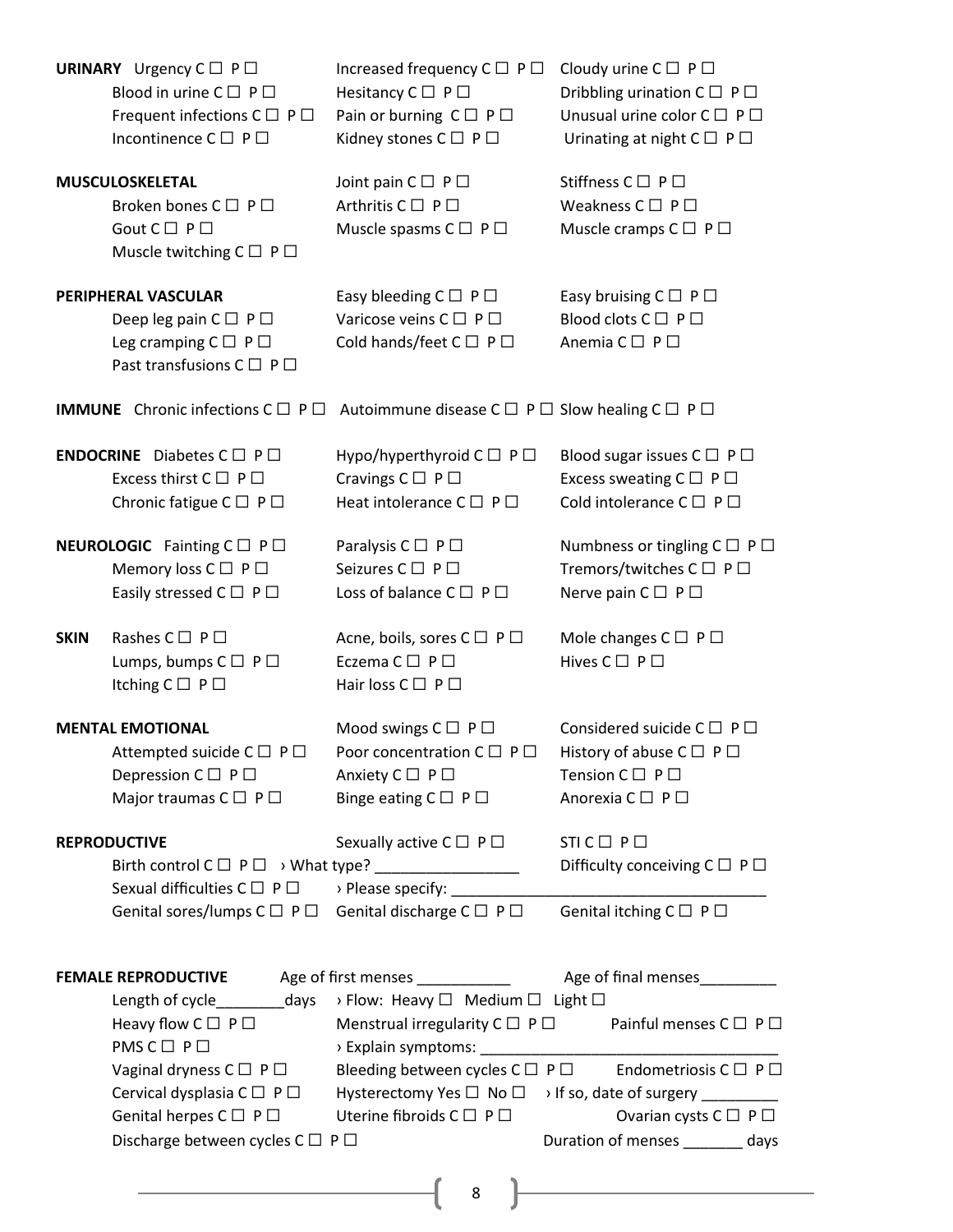**URINARY**

| | | |
|---|---|---|
| Urgency C ☐ P ☐ | Increased frequency C ☐ P ☐ | Cloudy urine C ☐ P ☐ |
| Blood in urine C ☐ P ☐ | Hesitancy C ☐ P ☐ | Dribbling urination C ☐ P ☐ |
| Frequent infections C ☐ P ☐ | Pain or burning C ☐ P ☐ | Unusual urine color C ☐ P ☐ |
| Incontinence C ☐ P ☐ | Kidney stones C ☐ P ☐ | Urinating at night C ☐ P ☐ |

**MUSCULOSKELETAL**

| | | |
|---|---|---|
| | Joint pain C ☐ P ☐ | Stiffness C ☐ P ☐ |
| Broken bones C ☐ P ☐ | Arthritis C ☐ P ☐ | Weakness C ☐ P ☐ |
| Gout C ☐ P ☐ | Muscle spasms C ☐ P ☐ | Muscle cramps C ☐ P ☐ |
| Muscle twitching C ☐ P ☐ | | |

**PERIPHERAL VASCULAR**

| | | |
|---|---|---|
| | Easy bleeding C ☐ P ☐ | Easy bruising C ☐ P ☐ |
| Deep leg pain C ☐ P ☐ | Varicose veins C ☐ P ☐ | Blood clots C ☐ P ☐ |
| Leg cramping C ☐ P ☐ | Cold hands/feet C ☐ P ☐ | Anemia C ☐ P ☐ |
| Past transfusions C ☐ P ☐ | | |

**IMMUNE**

| | | |
|---|---|---|
| Chronic infections C ☐ P ☐ | Autoimmune disease C ☐ P ☐ | Slow healing C ☐ P ☐ |

**ENDOCRINE**

| | | |
|---|---|---|
| Diabetes C ☐ P ☐ | Hypo/hyperthyroid C ☐ P ☐ | Blood sugar issues C ☐ P ☐ |
| Excess thirst C ☐ P ☐ | Cravings C ☐ P ☐ | Excess sweating C ☐ P ☐ |
| Chronic fatigue C ☐ P ☐ | Heat intolerance C ☐ P ☐ | Cold intolerance C ☐ P ☐ |

**NEUROLOGIC**

| | | |
|---|---|---|
| Fainting C ☐ P ☐ | Paralysis C ☐ P ☐ | Numbness or tingling C ☐ P ☐ |
| Memory loss C ☐ P ☐ | Seizures C ☐ P ☐ | Tremors/twitches C ☐ P ☐ |
| Easily stressed C ☐ P ☐ | Loss of balance C ☐ P ☐ | Nerve pain C ☐ P ☐ |

**SKIN**

| | | |
|---|---|---|
| Rashes C ☐ P ☐ | Acne, boils, sores C ☐ P ☐ | Mole changes C ☐ P ☐ |
| Lumps, bumps C ☐ P ☐ | Eczema C ☐ P ☐ | Hives C ☐ P ☐ |
| Itching C ☐ P ☐ | Hair loss C ☐ P ☐ | |

**MENTAL EMOTIONAL**

| | | |
|---|---|---|
| | Mood swings C ☐ P ☐ | Considered suicide C ☐ P ☐ |
| Attempted suicide C ☐ P ☐ | Poor concentration C ☐ P ☐ | History of abuse C ☐ P ☐ |
| Depression C ☐ P ☐ | Anxiety C ☐ P ☐ | Tension C ☐ P ☐ |
| Major traumas C ☐ P ☐ | Binge eating C ☐ P ☐ | Anorexia C ☐ P ☐ |

**REPRODUCTIVE**

Sexually active C ☐ P ☐ STI C ☐ P ☐

Birth control C ☐ P ☐ › What type? _________________ Difficulty conceiving C ☐ P ☐

Sexual difficulties C ☐ P ☐ › Please specify: _____________________________________

Genital sores/lumps C ☐ P ☐ Genital discharge C ☐ P ☐ Genital itching C ☐ P ☐

**FEMALE REPRODUCTIVE**

Age of first menses ___________ Age of final menses_________

Length of cycle________days › Flow: Heavy ☐ Medium ☐ Light ☐

Heavy flow C ☐ P ☐ Menstrual irregularity C ☐ P ☐ Painful menses C ☐ P ☐

PMS C ☐ P ☐ › Explain symptoms: __________________________________

Vaginal dryness C ☐ P ☐ Bleeding between cycles C ☐ P ☐ Endometriosis C ☐ P ☐

Cervical dysplasia C ☐ P ☐ Hysterectomy Yes ☐ No ☐ › If so, date of surgery _________

Genital herpes C ☐ P ☐ Uterine fibroids C ☐ P ☐ Ovarian cysts C ☐ P ☐

Discharge between cycles C ☐ P ☐ Duration of menses _______ days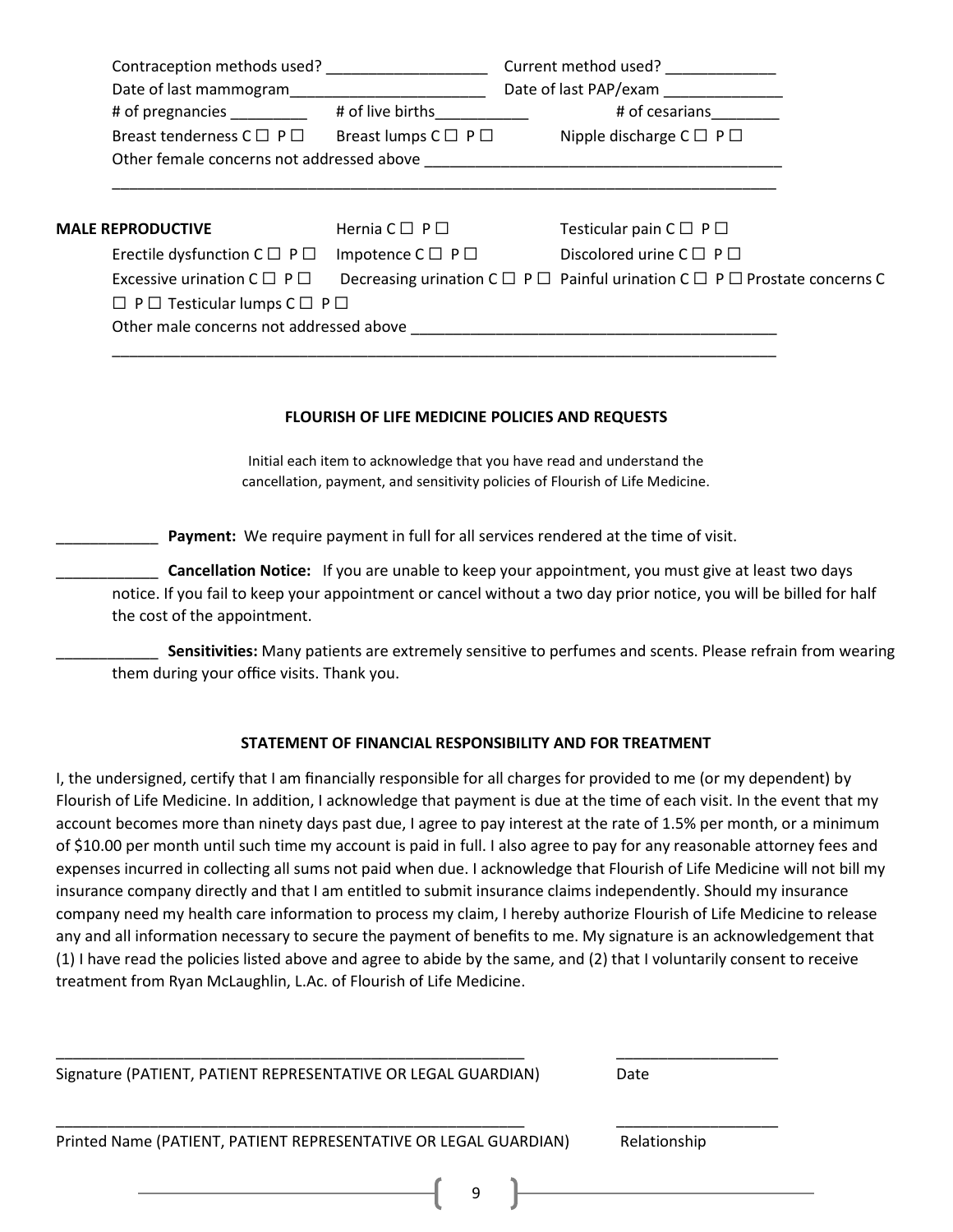Contraception methods used? ___________________ Current method used? _____________

Date of last mammogram_______________________ Date of last PAP/exam ______________

# of pregnancies _________ # of live births___________ # of cesarians________

Breast tenderness C ☐ P ☐ Breast lumps C ☐ P ☐ Nipple discharge C ☐ P ☐

Other female concerns not addressed above __________________________________________

_________________________________________________________________________________

**MALE REPRODUCTIVE** Hernia C ☐ P ☐ Testicular pain C ☐ P ☐

Erectile dysfunction C ☐ P ☐ Impotence C ☐ P ☐ Discolored urine C ☐ P ☐

Excessive urination C ☐ P ☐ Decreasing urination C ☐ P ☐ Painful urination C ☐ P ☐ Prostate concerns C ☐ P ☐ Testicular lumps C ☐ P ☐

Other male concerns not addressed above ___________________________________________

_________________________________________________________________________________

## FLOURISH OF LIFE MEDICINE POLICIES AND REQUESTS

Initial each item to acknowledge that you have read and understand the cancellation, payment, and sensitivity policies of Flourish of Life Medicine.

____________ **Payment:** We require payment in full for all services rendered at the time of visit.

____________ **Cancellation Notice:** If you are unable to keep your appointment, you must give at least two days notice. If you fail to keep your appointment or cancel without a two day prior notice, you will be billed for half the cost of the appointment.

____________ **Sensitivities:** Many patients are extremely sensitive to perfumes and scents. Please refrain from wearing them during your office visits. Thank you.

## STATEMENT OF FINANCIAL RESPONSIBILITY AND FOR TREATMENT

I, the undersigned, certify that I am financially responsible for all charges for provided to me (or my dependent) by Flourish of Life Medicine. In addition, I acknowledge that payment is due at the time of each visit. In the event that my account becomes more than ninety days past due, I agree to pay interest at the rate of 1.5% per month, or a minimum of $10.00 per month until such time my account is paid in full. I also agree to pay for any reasonable attorney fees and expenses incurred in collecting all sums not paid when due. I acknowledge that Flourish of Life Medicine will not bill my insurance company directly and that I am entitled to submit insurance claims independently. Should my insurance company need my health care information to process my claim, I hereby authorize Flourish of Life Medicine to release any and all information necessary to secure the payment of benefits to me. My signature is an acknowledgement that (1) I have read the policies listed above and agree to abide by the same, and (2) that I voluntarily consent to receive treatment from Ryan McLaughlin, L.Ac. of Flourish of Life Medicine.

_________________________________________________________ ___________________

Signature (PATIENT, PATIENT REPRESENTATIVE OR LEGAL GUARDIAN) Date

_________________________________________________________ ___________________

Printed Name (PATIENT, PATIENT REPRESENTATIVE OR LEGAL GUARDIAN) Relationship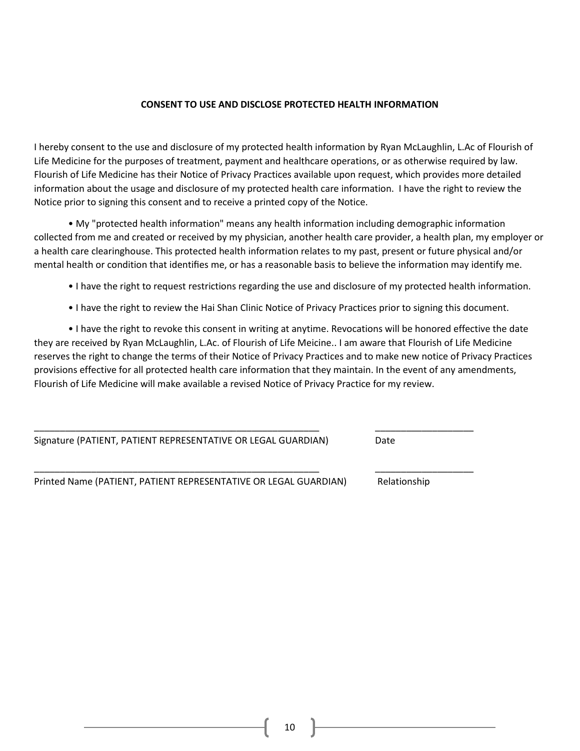**CONSENT TO USE AND DISCLOSE PROTECTED HEALTH INFORMATION**

I hereby consent to the use and disclosure of my protected health information by Ryan McLaughlin, L.Ac of Flourish of Life Medicine for the purposes of treatment, payment and healthcare operations, or as otherwise required by law. Flourish of Life Medicine has their Notice of Privacy Practices available upon request, which provides more detailed information about the usage and disclosure of my protected health care information. I have the right to review the Notice prior to signing this consent and to receive a printed copy of the Notice.

• My "protected health information" means any health information including demographic information collected from me and created or received by my physician, another health care provider, a health plan, my employer or a health care clearinghouse. This protected health information relates to my past, present or future physical and/or mental health or condition that identifies me, or has a reasonable basis to believe the information may identify me.

• I have the right to request restrictions regarding the use and disclosure of my protected health information.

• I have the right to review the Hai Shan Clinic Notice of Privacy Practices prior to signing this document.

• I have the right to revoke this consent in writing at anytime. Revocations will be honored effective the date they are received by Ryan McLaughlin, L.Ac. of Flourish of Life Meicine.. I am aware that Flourish of Life Medicine reserves the right to change the terms of their Notice of Privacy Practices and to make new notice of Privacy Practices provisions effective for all protected health care information that they maintain. In the event of any amendments, Flourish of Life Medicine will make available a revised Notice of Privacy Practice for my review.

\_\_\_\_\_\_\_\_\_\_\_\_\_\_\_\_\_\_\_\_\_\_\_\_\_\_\_\_\_\_\_\_\_\_\_\_\_\_\_\_\_\_\_\_\_\_\_\_\_\_\_\_\_\_\_\_ \_\_\_\_\_\_\_\_\_\_\_\_\_\_\_\_\_\_\_

Signature (PATIENT, PATIENT REPRESENTATIVE OR LEGAL GUARDIAN) Date

\_\_\_\_\_\_\_\_\_\_\_\_\_\_\_\_\_\_\_\_\_\_\_\_\_\_\_\_\_\_\_\_\_\_\_\_\_\_\_\_\_\_\_\_\_\_\_\_\_\_\_\_\_\_\_\_ \_\_\_\_\_\_\_\_\_\_\_\_\_\_\_\_\_\_\_

Printed Name (PATIENT, PATIENT REPRESENTATIVE OR LEGAL GUARDIAN) Relationship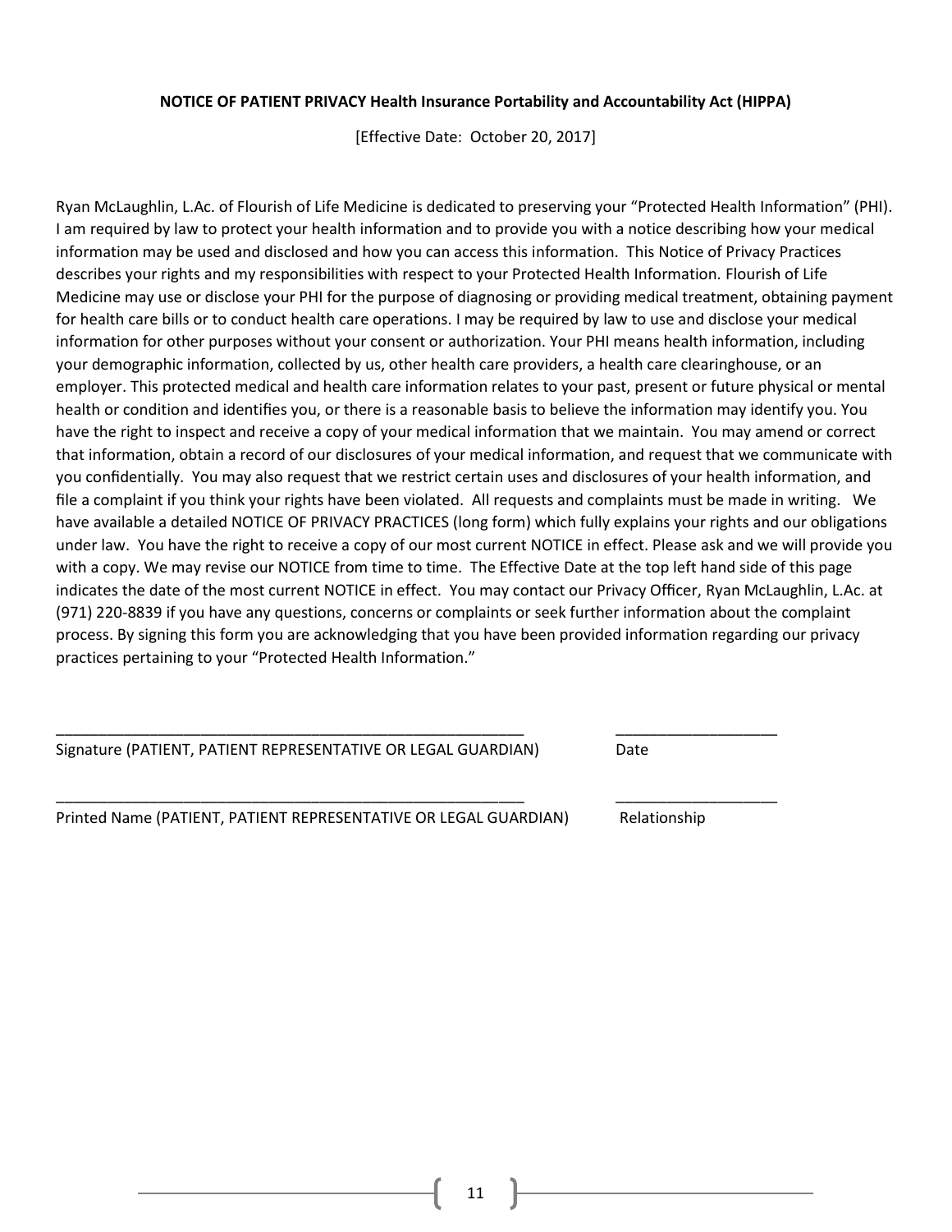**NOTICE OF PATIENT PRIVACY Health Insurance Portability and Accountability Act (HIPPA)**

[Effective Date: October 20, 2017]

Ryan McLaughlin, L.Ac. of Flourish of Life Medicine is dedicated to preserving your "Protected Health Information" (PHI). I am required by law to protect your health information and to provide you with a notice describing how your medical information may be used and disclosed and how you can access this information. This Notice of Privacy Practices describes your rights and my responsibilities with respect to your Protected Health Information. Flourish of Life Medicine may use or disclose your PHI for the purpose of diagnosing or providing medical treatment, obtaining payment for health care bills or to conduct health care operations. I may be required by law to use and disclose your medical information for other purposes without your consent or authorization. Your PHI means health information, including your demographic information, collected by us, other health care providers, a health care clearinghouse, or an employer. This protected medical and health care information relates to your past, present or future physical or mental health or condition and identifies you, or there is a reasonable basis to believe the information may identify you. You have the right to inspect and receive a copy of your medical information that we maintain. You may amend or correct that information, obtain a record of our disclosures of your medical information, and request that we communicate with you confidentially. You may also request that we restrict certain uses and disclosures of your health information, and file a complaint if you think your rights have been violated. All requests and complaints must be made in writing. We have available a detailed NOTICE OF PRIVACY PRACTICES (long form) which fully explains your rights and our obligations under law. You have the right to receive a copy of our most current NOTICE in effect. Please ask and we will provide you with a copy. We may revise our NOTICE from time to time. The Effective Date at the top left hand side of this page indicates the date of the most current NOTICE in effect. You may contact our Privacy Officer, Ryan McLaughlin, L.Ac. at (971) 220-8839 if you have any questions, concerns or complaints or seek further information about the complaint process. By signing this form you are acknowledging that you have been provided information regarding our privacy practices pertaining to your "Protected Health Information."

\_\_\_\_\_\_\_\_\_\_\_\_\_\_\_\_\_\_\_\_\_\_\_\_\_\_\_\_\_\_\_\_\_\_\_\_\_\_\_\_\_\_\_\_\_\_\_\_\_\_\_\_\_ \_\_\_\_\_\_\_\_\_\_\_\_\_\_\_\_\_\_\_\_

Signature (PATIENT, PATIENT REPRESENTATIVE OR LEGAL GUARDIAN) Date

\_\_\_\_\_\_\_\_\_\_\_\_\_\_\_\_\_\_\_\_\_\_\_\_\_\_\_\_\_\_\_\_\_\_\_\_\_\_\_\_\_\_\_\_\_\_\_\_\_\_\_\_\_ \_\_\_\_\_\_\_\_\_\_\_\_\_\_\_\_\_\_\_\_

Printed Name (PATIENT, PATIENT REPRESENTATIVE OR LEGAL GUARDIAN) Relationship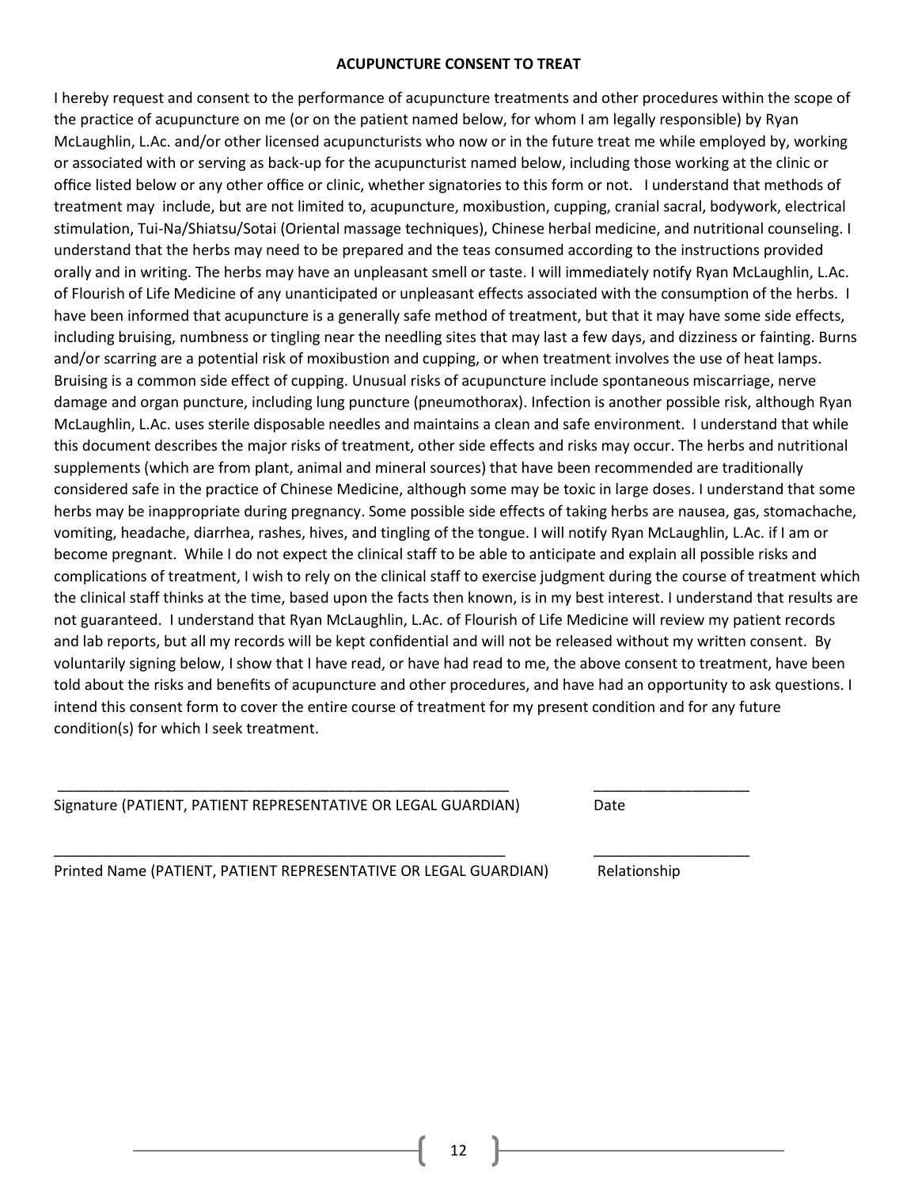# ACUPUNCTURE CONSENT TO TREAT

I hereby request and consent to the performance of acupuncture treatments and other procedures within the scope of the practice of acupuncture on me (or on the patient named below, for whom I am legally responsible) by Ryan McLaughlin, L.Ac. and/or other licensed acupuncturists who now or in the future treat me while employed by, working or associated with or serving as back-up for the acupuncturist named below, including those working at the clinic or office listed below or any other office or clinic, whether signatories to this form or not. I understand that methods of treatment may include, but are not limited to, acupuncture, moxibustion, cupping, cranial sacral, bodywork, electrical stimulation, Tui-Na/Shiatsu/Sotai (Oriental massage techniques), Chinese herbal medicine, and nutritional counseling. I understand that the herbs may need to be prepared and the teas consumed according to the instructions provided orally and in writing. The herbs may have an unpleasant smell or taste. I will immediately notify Ryan McLaughlin, L.Ac. of Flourish of Life Medicine of any unanticipated or unpleasant effects associated with the consumption of the herbs. I have been informed that acupuncture is a generally safe method of treatment, but that it may have some side effects, including bruising, numbness or tingling near the needling sites that may last a few days, and dizziness or fainting. Burns and/or scarring are a potential risk of moxibustion and cupping, or when treatment involves the use of heat lamps. Bruising is a common side effect of cupping. Unusual risks of acupuncture include spontaneous miscarriage, nerve damage and organ puncture, including lung puncture (pneumothorax). Infection is another possible risk, although Ryan McLaughlin, L.Ac. uses sterile disposable needles and maintains a clean and safe environment. I understand that while this document describes the major risks of treatment, other side effects and risks may occur. The herbs and nutritional supplements (which are from plant, animal and mineral sources) that have been recommended are traditionally considered safe in the practice of Chinese Medicine, although some may be toxic in large doses. I understand that some herbs may be inappropriate during pregnancy. Some possible side effects of taking herbs are nausea, gas, stomachache, vomiting, headache, diarrhea, rashes, hives, and tingling of the tongue. I will notify Ryan McLaughlin, L.Ac. if I am or become pregnant. While I do not expect the clinical staff to be able to anticipate and explain all possible risks and complications of treatment, I wish to rely on the clinical staff to exercise judgment during the course of treatment which the clinical staff thinks at the time, based upon the facts then known, is in my best interest. I understand that results are not guaranteed. I understand that Ryan McLaughlin, L.Ac. of Flourish of Life Medicine will review my patient records and lab reports, but all my records will be kept confidential and will not be released without my written consent. By voluntarily signing below, I show that I have read, or have had read to me, the above consent to treatment, have been told about the risks and benefits of acupuncture and other procedures, and have had an opportunity to ask questions. I intend this consent form to cover the entire course of treatment for my present condition and for any future condition(s) for which I seek treatment.

\_\_\_\_\_\_\_\_\_\_\_\_\_\_\_\_\_\_\_\_\_\_\_\_\_\_\_\_\_\_\_\_\_\_\_\_\_\_\_\_\_\_\_\_\_\_\_\_ \_\_\_\_\_\_\_\_\_\_\_\_\_\_\_\_\_\_

Signature (PATIENT, PATIENT REPRESENTATIVE OR LEGAL GUARDIAN) Date

\_\_\_\_\_\_\_\_\_\_\_\_\_\_\_\_\_\_\_\_\_\_\_\_\_\_\_\_\_\_\_\_\_\_\_\_\_\_\_\_\_\_\_\_\_\_\_\_ \_\_\_\_\_\_\_\_\_\_\_\_\_\_\_\_\_\_

Printed Name (PATIENT, PATIENT REPRESENTATIVE OR LEGAL GUARDIAN) Relationship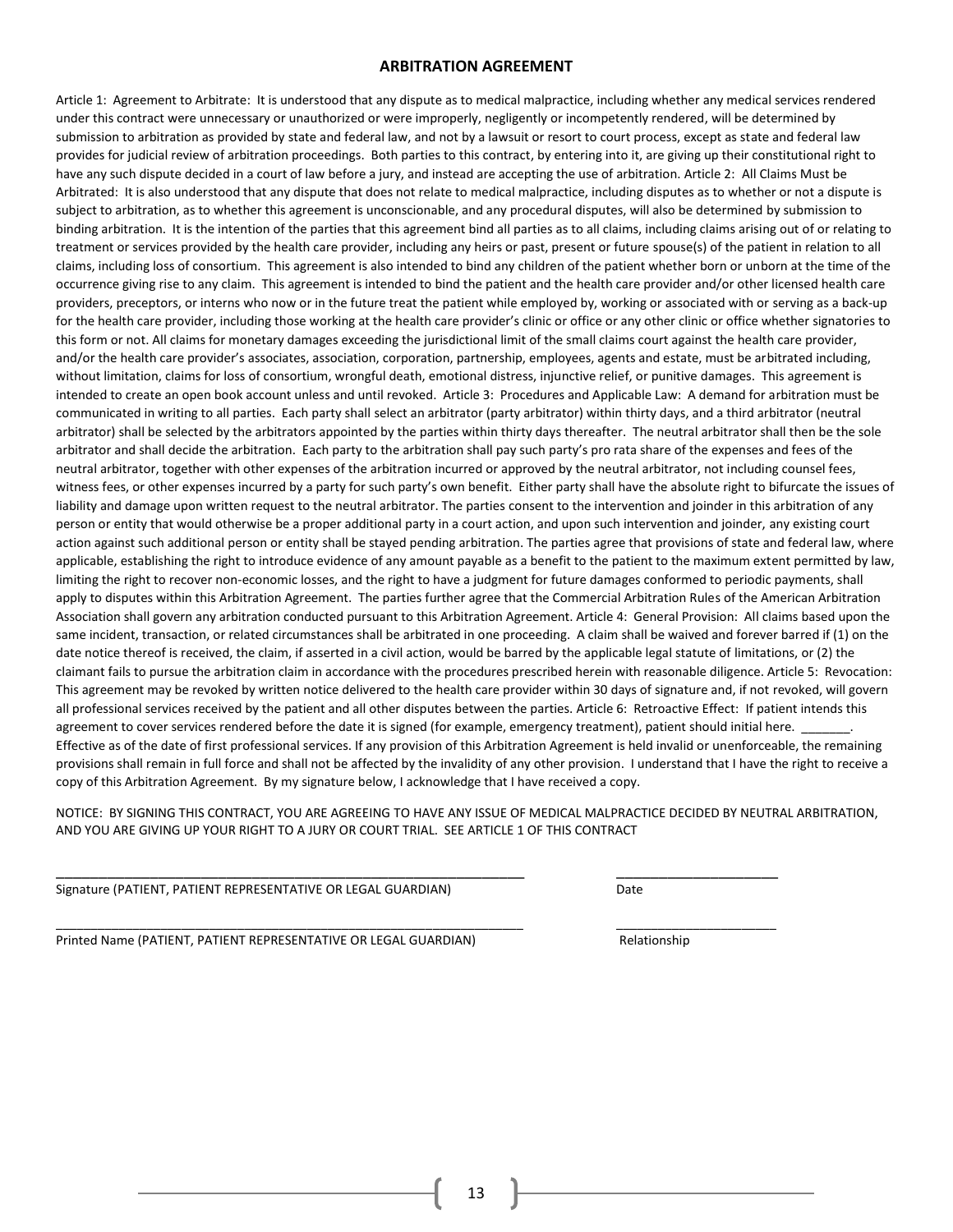## ARBITRATION AGREEMENT

Article 1: Agreement to Arbitrate: It is understood that any dispute as to medical malpractice, including whether any medical services rendered under this contract were unnecessary or unauthorized or were improperly, negligently or incompetently rendered, will be determined by submission to arbitration as provided by state and federal law, and not by a lawsuit or resort to court process, except as state and federal law provides for judicial review of arbitration proceedings. Both parties to this contract, by entering into it, are giving up their constitutional right to have any such dispute decided in a court of law before a jury, and instead are accepting the use of arbitration. Article 2: All Claims Must be Arbitrated: It is also understood that any dispute that does not relate to medical malpractice, including disputes as to whether or not a dispute is subject to arbitration, as to whether this agreement is unconscionable, and any procedural disputes, will also be determined by submission to binding arbitration. It is the intention of the parties that this agreement bind all parties as to all claims, including claims arising out of or relating to treatment or services provided by the health care provider, including any heirs or past, present or future spouse(s) of the patient in relation to all claims, including loss of consortium. This agreement is also intended to bind any children of the patient whether born or unborn at the time of the occurrence giving rise to any claim. This agreement is intended to bind the patient and the health care provider and/or other licensed health care providers, preceptors, or interns who now or in the future treat the patient while employed by, working or associated with or serving as a back-up for the health care provider, including those working at the health care provider's clinic or office or any other clinic or office whether signatories to this form or not. All claims for monetary damages exceeding the jurisdictional limit of the small claims court against the health care provider, and/or the health care provider's associates, association, corporation, partnership, employees, agents and estate, must be arbitrated including, without limitation, claims for loss of consortium, wrongful death, emotional distress, injunctive relief, or punitive damages. This agreement is intended to create an open book account unless and until revoked. Article 3: Procedures and Applicable Law: A demand for arbitration must be communicated in writing to all parties. Each party shall select an arbitrator (party arbitrator) within thirty days, and a third arbitrator (neutral arbitrator) shall be selected by the arbitrators appointed by the parties within thirty days thereafter. The neutral arbitrator shall then be the sole arbitrator and shall decide the arbitration. Each party to the arbitration shall pay such party's pro rata share of the expenses and fees of the neutral arbitrator, together with other expenses of the arbitration incurred or approved by the neutral arbitrator, not including counsel fees, witness fees, or other expenses incurred by a party for such party's own benefit. Either party shall have the absolute right to bifurcate the issues of liability and damage upon written request to the neutral arbitrator. The parties consent to the intervention and joinder in this arbitration of any person or entity that would otherwise be a proper additional party in a court action, and upon such intervention and joinder, any existing court action against such additional person or entity shall be stayed pending arbitration. The parties agree that provisions of state and federal law, where applicable, establishing the right to introduce evidence of any amount payable as a benefit to the patient to the maximum extent permitted by law, limiting the right to recover non-economic losses, and the right to have a judgment for future damages conformed to periodic payments, shall apply to disputes within this Arbitration Agreement. The parties further agree that the Commercial Arbitration Rules of the American Arbitration Association shall govern any arbitration conducted pursuant to this Arbitration Agreement. Article 4: General Provision: All claims based upon the same incident, transaction, or related circumstances shall be arbitrated in one proceeding. A claim shall be waived and forever barred if (1) on the date notice thereof is received, the claim, if asserted in a civil action, would be barred by the applicable legal statute of limitations, or (2) the claimant fails to pursue the arbitration claim in accordance with the procedures prescribed herein with reasonable diligence. Article 5: Revocation: This agreement may be revoked by written notice delivered to the health care provider within 30 days of signature and, if not revoked, will govern all professional services received by the patient and all other disputes between the parties. Article 6: Retroactive Effect: If patient intends this agreement to cover services rendered before the date it is signed (for example, emergency treatment), patient should initial here. _______. Effective as of the date of first professional services. If any provision of this Arbitration Agreement is held invalid or unenforceable, the remaining provisions shall remain in full force and shall not be affected by the invalidity of any other provision. I understand that I have the right to receive a copy of this Arbitration Agreement. By my signature below, I acknowledge that I have received a copy.

NOTICE: BY SIGNING THIS CONTRACT, YOU ARE AGREEING TO HAVE ANY ISSUE OF MEDICAL MALPRACTICE DECIDED BY NEUTRAL ARBITRATION, AND YOU ARE GIVING UP YOUR RIGHT TO A JURY OR COURT TRIAL. SEE ARTICLE 1 OF THIS CONTRACT

_______________________________________________________________ _______________________

Signature (PATIENT, PATIENT REPRESENTATIVE OR LEGAL GUARDIAN) Date

_______________________________________________________________ _______________________

Printed Name (PATIENT, PATIENT REPRESENTATIVE OR LEGAL GUARDIAN) Relationship